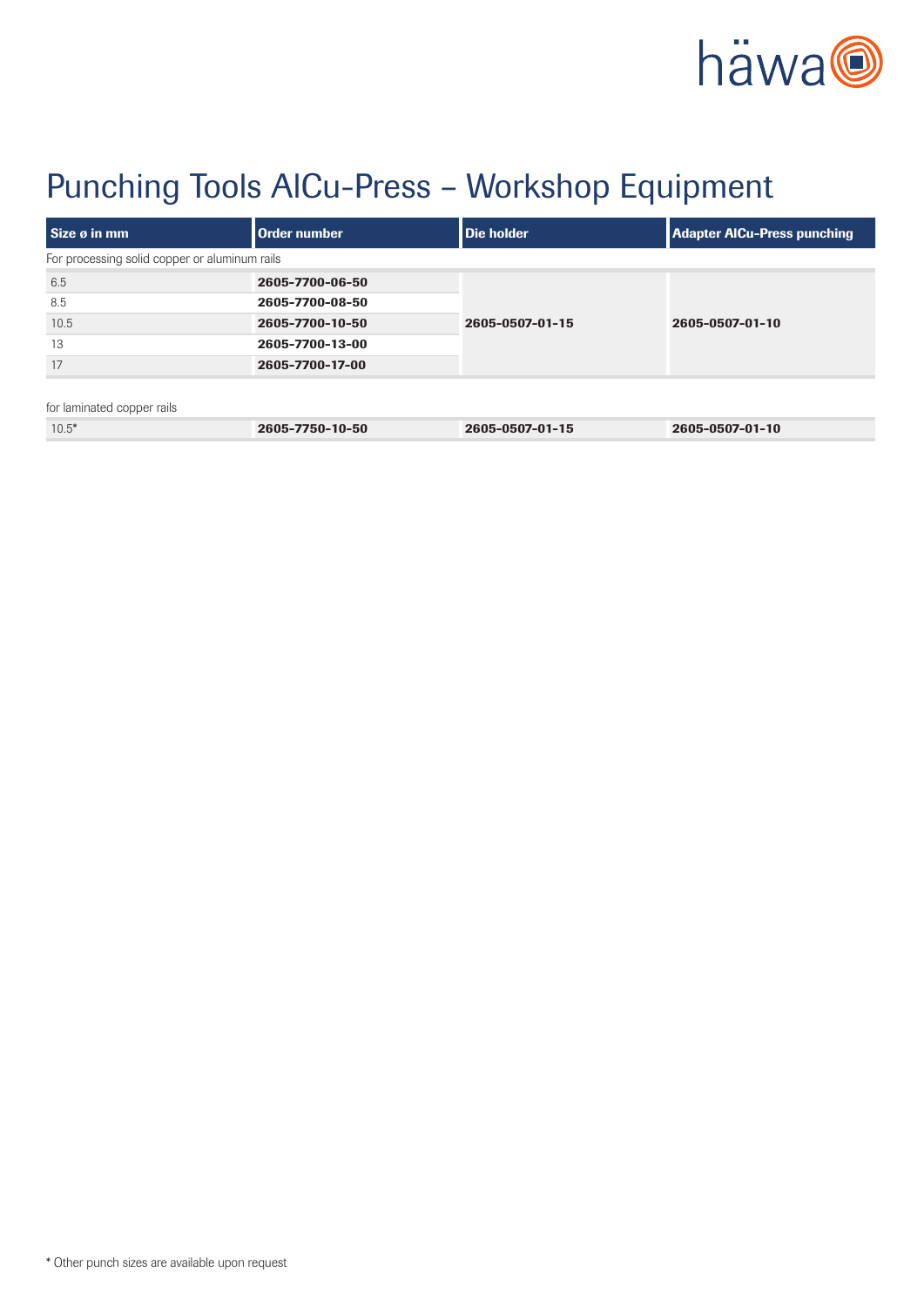# Punching Tools AlCu-Press – Workshop Equipment

| Size ø in mm | Order number | Die holder | Adapter AlCu-Press punching |
|---|---|---|---|
| For processing solid copper or aluminum rails | | | |
| 6.5 | **2605-7700-06-50** | **2605-0507-01-15** | **2605-0507-01-10** |
| 8.5 | **2605-7700-08-50** | | |
| 10.5 | **2605-7700-10-50** | | |
| 13 | **2605-7700-13-00** | | |
| 17 | **2605-7700-17-00** | | |
| for laminated copper rails | | | |
| 10.5* | **2605-7750-10-50** | **2605-0507-01-15** | **2605-0507-01-10** |

* Other punch sizes are available upon request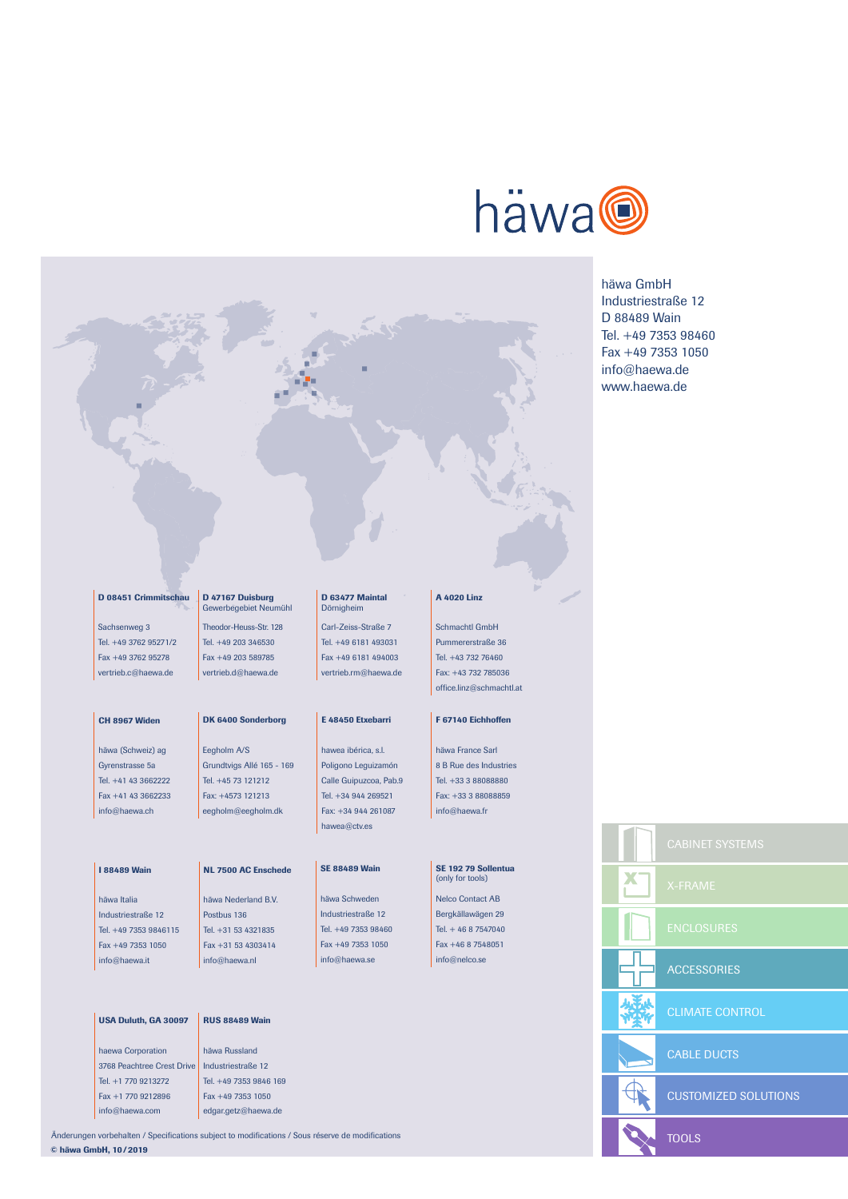häwa

häwa GmbH
Industriestraße 12
D 88489 Wain
Tel. +49 7353 98460
Fax +49 7353 1050
info@haewa.de
www.haewa.de

**D 08451 Crimmitschau**

Sachsenweg 3
Tel. +49 3762 95271/2
Fax +49 3762 95278
vertrieb.c@haewa.de

**D 47167 Duisburg**
Gewerbegebiet Neumühl

Theodor-Heuss-Str. 128
Tel. +49 203 346530
Fax +49 203 589785
vertrieb.d@haewa.de

**D 63477 Maintal**
Dörnigheim

Carl-Zeiss-Straße 7
Tel. +49 6181 493031
Fax +49 6181 494003
vertrieb.rm@haewa.de

**A 4020 Linz**

Schmachtl GmbH
Pummererstraße 36
Tel. +43 732 76460
Fax: +43 732 785036
office.linz@schmachtl.at

**CH 8967 Widen**

häwa (Schweiz) ag
Gyrenstrasse 5a
Tel. +41 43 3662222
Fax +41 43 3662233
info@haewa.ch

**DK 6400 Sonderborg**

Eegholm A/S
Grundtvigs Allé 165 - 169
Tel. +45 73 121212
Fax: +4573 121213
eegholm@eegholm.dk

**E 48450 Etxebarri**

hawea ibérica, s.l.
Poligono Leguizamón
Calle Guipuzcoa, Pab.9
Tel. +34 944 269521
Fax: +34 944 261087
hawea@ctv.es

**F 67140 Eichhoffen**

häwa France Sarl
8 B Rue des Industries
Tel. +33 3 88088880
Fax: +33 3 88088859
info@haewa.fr

**I 88489 Wain**

häwa Italia
Industriestraße 12
Tel. +49 7353 9846115
Fax +49 7353 1050
info@haewa.it

**NL 7500 AC Enschede**

häwa Nederland B.V.
Postbus 136
Tel. +31 53 4321835
Fax +31 53 4303414
info@haewa.nl

**SE 88489 Wain**

häwa Schweden
Industriestraße 12
Tel. +49 7353 98460
Fax +49 7353 1050
info@haewa.se

**SE 192 79 Sollentua**
(only for tools)

Nelco Contact AB
Bergkällawägen 29
Tel. + 46 8 7547040
Fax +46 8 7548051
info@nelco.se

**USA Duluth, GA 30097**

haewa Corporation
3768 Peachtree Crest Drive
Tel. +1 770 9213272
Fax +1 770 9212896
info@haewa.com

**RUS 88489 Wain**

häwa Russland
Industriestraße 12
Tel. +49 7353 9846 169
Fax +49 7353 1050
edgar.getz@haewa.de

CABINET SYSTEMS
X-FRAME
ENCLOSURES
ACCESSORIES
CLIMATE CONTROL
CABLE DUCTS
CUSTOMIZED SOLUTIONS
TOOLS

Änderungen vorbehalten / Specifications subject to modifications / Sous réserve de modifications
**© häwa GmbH, 10/2019**